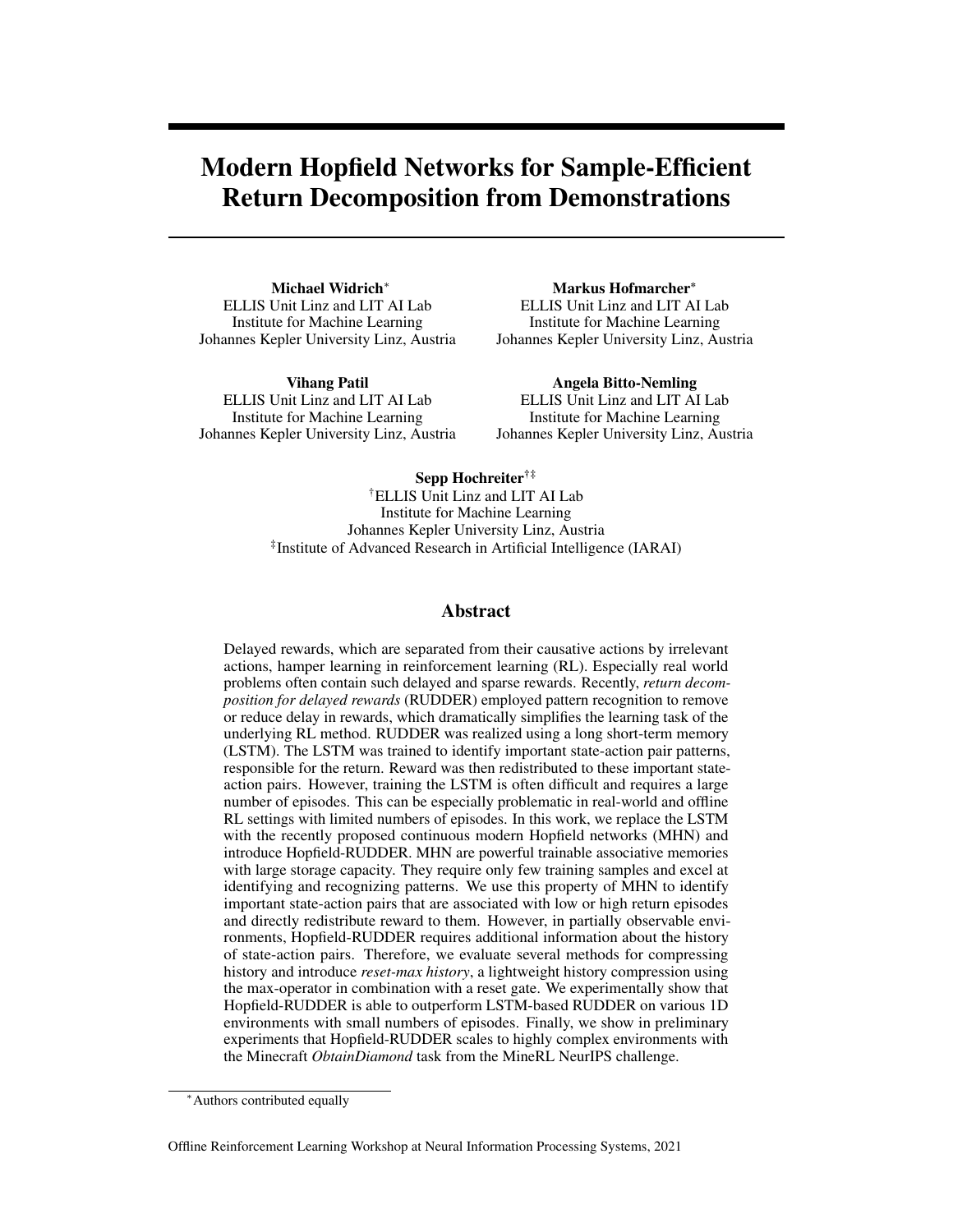# Modern Hopfield Networks for Sample-Efficient Return Decomposition from Demonstrations

**Michael Widrich**[*]
ELLIS Unit Linz and LIT AI Lab
Institute for Machine Learning
Johannes Kepler University Linz, Austria

**Markus Hofmarcher**[*]
ELLIS Unit Linz and LIT AI Lab
Institute for Machine Learning
Johannes Kepler University Linz, Austria

**Vihang Patil**
ELLIS Unit Linz and LIT AI Lab
Institute for Machine Learning
Johannes Kepler University Linz, Austria

**Angela Bitto-Nemling**
ELLIS Unit Linz and LIT AI Lab
Institute for Machine Learning
Johannes Kepler University Linz, Austria

**Sepp Hochreiter**[†‡]
[†]ELLIS Unit Linz and LIT AI Lab
Institute for Machine Learning
Johannes Kepler University Linz, Austria
[‡]Institute of Advanced Research in Artificial Intelligence (IARAI)

## Abstract

Delayed rewards, which are separated from their causative actions by irrelevant actions, hamper learning in reinforcement learning (RL). Especially real world problems often contain such delayed and sparse rewards. Recently, *return decomposition for delayed rewards* (RUDDER) employed pattern recognition to remove or reduce delay in rewards, which dramatically simplifies the learning task of the underlying RL method. RUDDER was realized using a long short-term memory (LSTM). The LSTM was trained to identify important state-action pair patterns, responsible for the return. Reward was then redistributed to these important state-action pairs. However, training the LSTM is often difficult and requires a large number of episodes. This can be especially problematic in real-world and offline RL settings with limited numbers of episodes. In this work, we replace the LSTM with the recently proposed continuous modern Hopfield networks (MHN) and introduce Hopfield-RUDDER. MHN are powerful trainable associative memories with large storage capacity. They require only few training samples and excel at identifying and recognizing patterns. We use this property of MHN to identify important state-action pairs that are associated with low or high return episodes and directly redistribute reward to them. However, in partially observable environments, Hopfield-RUDDER requires additional information about the history of state-action pairs. Therefore, we evaluate several methods for compressing history and introduce *reset-max history*, a lightweight history compression using the max-operator in combination with a reset gate. We experimentally show that Hopfield-RUDDER is able to outperform LSTM-based RUDDER on various 1D environments with small numbers of episodes. Finally, we show in preliminary experiments that Hopfield-RUDDER scales to highly complex environments with the Minecraft *ObtainDiamond* task from the MineRL NeurIPS challenge.

[*]Authors contributed equally

Offline Reinforcement Learning Workshop at Neural Information Processing Systems, 2021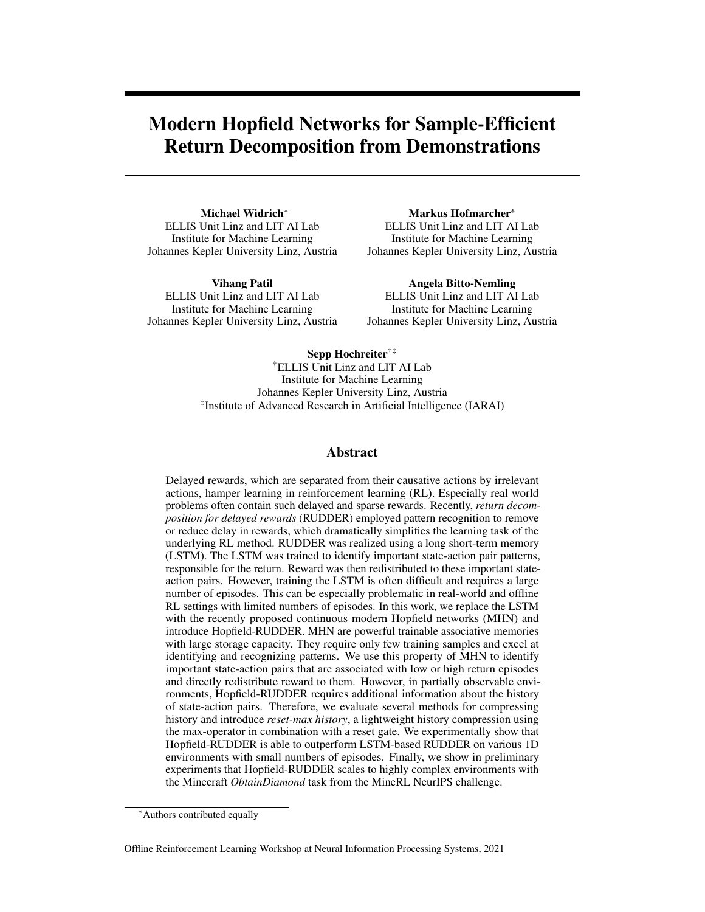# Modern Hopfield Networks for Sample-Efficient Return Decomposition from Demonstrations

**Michael Widrich**[*]  
ELLIS Unit Linz and LIT AI Lab  
Institute for Machine Learning  
Johannes Kepler University Linz, Austria

**Markus Hofmarcher**[*]  
ELLIS Unit Linz and LIT AI Lab  
Institute for Machine Learning  
Johannes Kepler University Linz, Austria

**Vihang Patil**  
ELLIS Unit Linz and LIT AI Lab  
Institute for Machine Learning  
Johannes Kepler University Linz, Austria

**Angela Bitto-Nemling**  
ELLIS Unit Linz and LIT AI Lab  
Institute for Machine Learning  
Johannes Kepler University Linz, Austria

**Sepp Hochreiter**[†‡]  
[†]ELLIS Unit Linz and LIT AI Lab  
Institute for Machine Learning  
Johannes Kepler University Linz, Austria  
[‡]Institute of Advanced Research in Artificial Intelligence (IARAI)

## Abstract

Delayed rewards, which are separated from their causative actions by irrelevant actions, hamper learning in reinforcement learning (RL). Especially real world problems often contain such delayed and sparse rewards. Recently, *return decomposition for delayed rewards* (RUDDER) employed pattern recognition to remove or reduce delay in rewards, which dramatically simplifies the learning task of the underlying RL method. RUDDER was realized using a long short-term memory (LSTM). The LSTM was trained to identify important state-action pair patterns, responsible for the return. Reward was then redistributed to these important state-action pairs. However, training the LSTM is often difficult and requires a large number of episodes. This can be especially problematic in real-world and offline RL settings with limited numbers of episodes. In this work, we replace the LSTM with the recently proposed continuous modern Hopfield networks (MHN) and introduce Hopfield-RUDDER. MHN are powerful trainable associative memories with large storage capacity. They require only few training samples and excel at identifying and recognizing patterns. We use this property of MHN to identify important state-action pairs that are associated with low or high return episodes and directly redistribute reward to them. However, in partially observable environments, Hopfield-RUDDER requires additional information about the history of state-action pairs. Therefore, we evaluate several methods for compressing history and introduce *reset-max history*, a lightweight history compression using the max-operator in combination with a reset gate. We experimentally show that Hopfield-RUDDER is able to outperform LSTM-based RUDDER on various 1D environments with small numbers of episodes. Finally, we show in preliminary experiments that Hopfield-RUDDER scales to highly complex environments with the Minecraft *ObtainDiamond* task from the MineRL NeurIPS challenge.

[*]Authors contributed equally

Offline Reinforcement Learning Workshop at Neural Information Processing Systems, 2021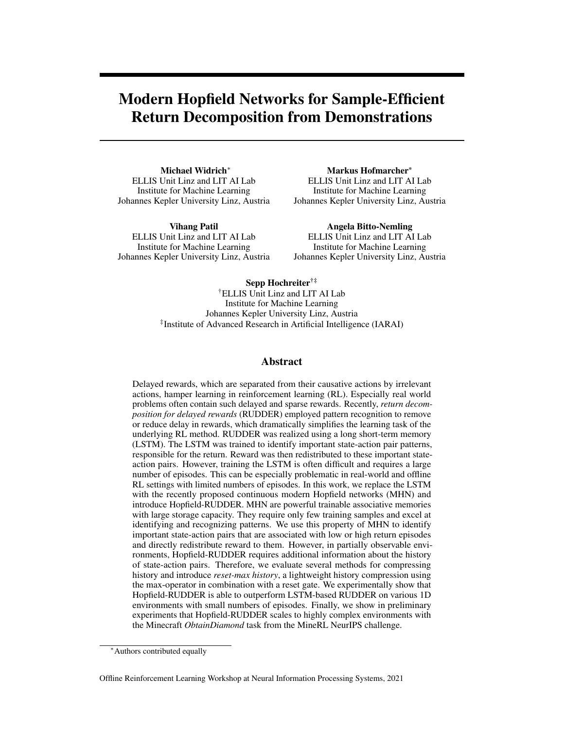# Modern Hopfield Networks for Sample-Efficient Return Decomposition from Demonstrations

**Michael Widrich**[*]
ELLIS Unit Linz and LIT AI Lab
Institute for Machine Learning
Johannes Kepler University Linz, Austria

**Markus Hofmarcher**[*]
ELLIS Unit Linz and LIT AI Lab
Institute for Machine Learning
Johannes Kepler University Linz, Austria

**Vihang Patil**
ELLIS Unit Linz and LIT AI Lab
Institute for Machine Learning
Johannes Kepler University Linz, Austria

**Angela Bitto-Nemling**
ELLIS Unit Linz and LIT AI Lab
Institute for Machine Learning
Johannes Kepler University Linz, Austria

**Sepp Hochreiter**[†‡]
[†]ELLIS Unit Linz and LIT AI Lab
Institute for Machine Learning
Johannes Kepler University Linz, Austria
[‡]Institute of Advanced Research in Artificial Intelligence (IARAI)

## Abstract

Delayed rewards, which are separated from their causative actions by irrelevant actions, hamper learning in reinforcement learning (RL). Especially real world problems often contain such delayed and sparse rewards. Recently, *return decomposition for delayed rewards* (RUDDER) employed pattern recognition to remove or reduce delay in rewards, which dramatically simplifies the learning task of the underlying RL method. RUDDER was realized using a long short-term memory (LSTM). The LSTM was trained to identify important state-action pair patterns, responsible for the return. Reward was then redistributed to these important state-action pairs. However, training the LSTM is often difficult and requires a large number of episodes. This can be especially problematic in real-world and offline RL settings with limited numbers of episodes. In this work, we replace the LSTM with the recently proposed continuous modern Hopfield networks (MHN) and introduce Hopfield-RUDDER. MHN are powerful trainable associative memories with large storage capacity. They require only few training samples and excel at identifying and recognizing patterns. We use this property of MHN to identify important state-action pairs that are associated with low or high return episodes and directly redistribute reward to them. However, in partially observable environments, Hopfield-RUDDER requires additional information about the history of state-action pairs. Therefore, we evaluate several methods for compressing history and introduce *reset-max history*, a lightweight history compression using the max-operator in combination with a reset gate. We experimentally show that Hopfield-RUDDER is able to outperform LSTM-based RUDDER on various 1D environments with small numbers of episodes. Finally, we show in preliminary experiments that Hopfield-RUDDER scales to highly complex environments with the Minecraft *ObtainDiamond* task from the MineRL NeurIPS challenge.

[*]Authors contributed equally

Offline Reinforcement Learning Workshop at Neural Information Processing Systems, 2021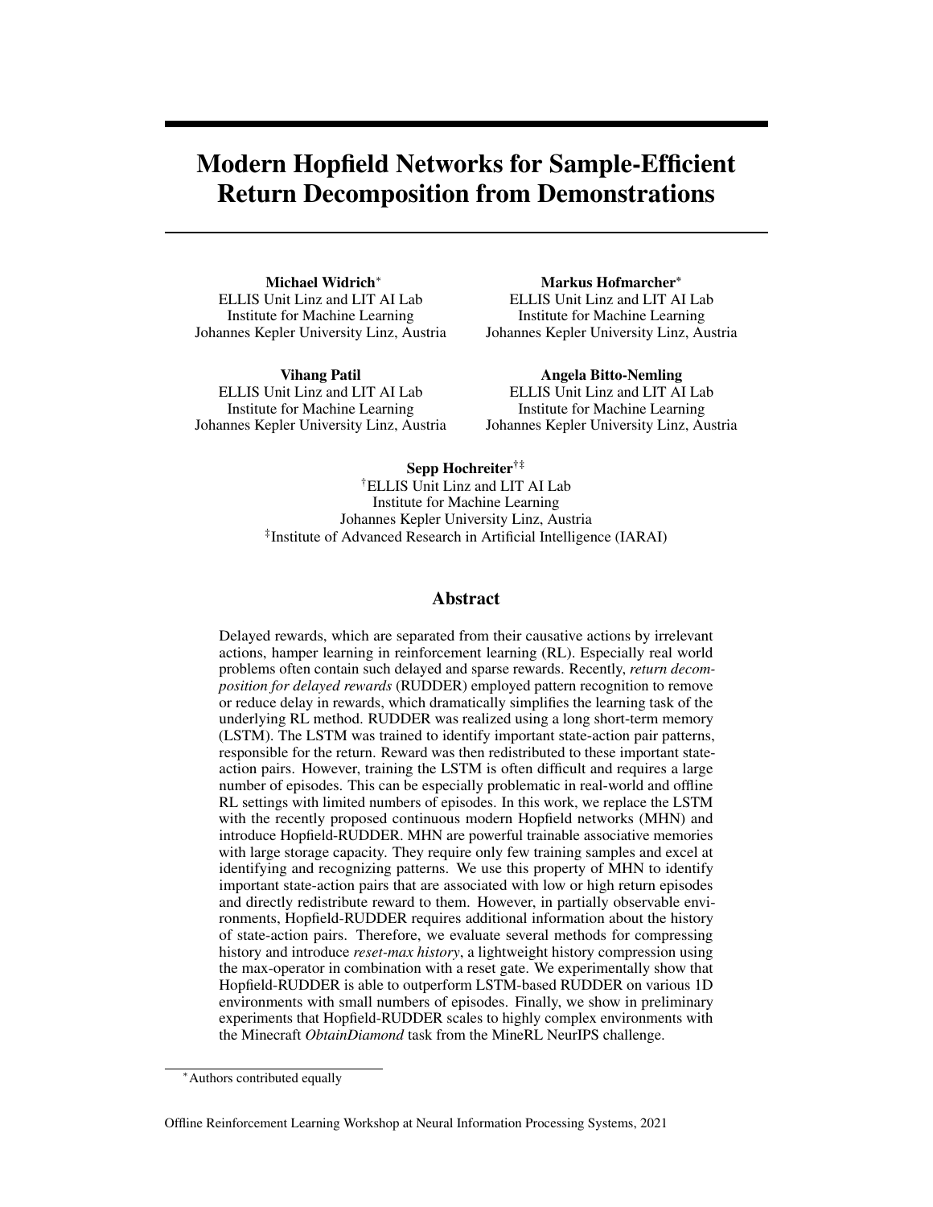# Modern Hopfield Networks for Sample-Efficient Return Decomposition from Demonstrations

**Michael Widrich***
ELLIS Unit Linz and LIT AI Lab
Institute for Machine Learning
Johannes Kepler University Linz, Austria

**Markus Hofmarcher***
ELLIS Unit Linz and LIT AI Lab
Institute for Machine Learning
Johannes Kepler University Linz, Austria

**Vihang Patil**
ELLIS Unit Linz and LIT AI Lab
Institute for Machine Learning
Johannes Kepler University Linz, Austria

**Angela Bitto-Nemling**
ELLIS Unit Linz and LIT AI Lab
Institute for Machine Learning
Johannes Kepler University Linz, Austria

**Sepp Hochreiter**[†‡]
[†]ELLIS Unit Linz and LIT AI Lab
Institute for Machine Learning
Johannes Kepler University Linz, Austria
[‡]Institute of Advanced Research in Artificial Intelligence (IARAI)

## Abstract

Delayed rewards, which are separated from their causative actions by irrelevant actions, hamper learning in reinforcement learning (RL). Especially real world problems often contain such delayed and sparse rewards. Recently, *return decomposition for delayed rewards* (RUDDER) employed pattern recognition to remove or reduce delay in rewards, which dramatically simplifies the learning task of the underlying RL method. RUDDER was realized using a long short-term memory (LSTM). The LSTM was trained to identify important state-action pair patterns, responsible for the return. Reward was then redistributed to these important state-action pairs. However, training the LSTM is often difficult and requires a large number of episodes. This can be especially problematic in real-world and offline RL settings with limited numbers of episodes. In this work, we replace the LSTM with the recently proposed continuous modern Hopfield networks (MHN) and introduce Hopfield-RUDDER. MHN are powerful trainable associative memories with large storage capacity. They require only few training samples and excel at identifying and recognizing patterns. We use this property of MHN to identify important state-action pairs that are associated with low or high return episodes and directly redistribute reward to them. However, in partially observable environments, Hopfield-RUDDER requires additional information about the history of state-action pairs. Therefore, we evaluate several methods for compressing history and introduce *reset-max history*, a lightweight history compression using the max-operator in combination with a reset gate. We experimentally show that Hopfield-RUDDER is able to outperform LSTM-based RUDDER on various 1D environments with small numbers of episodes. Finally, we show in preliminary experiments that Hopfield-RUDDER scales to highly complex environments with the Minecraft *ObtainDiamond* task from the MineRL NeurIPS challenge.

*Authors contributed equally

Offline Reinforcement Learning Workshop at Neural Information Processing Systems, 2021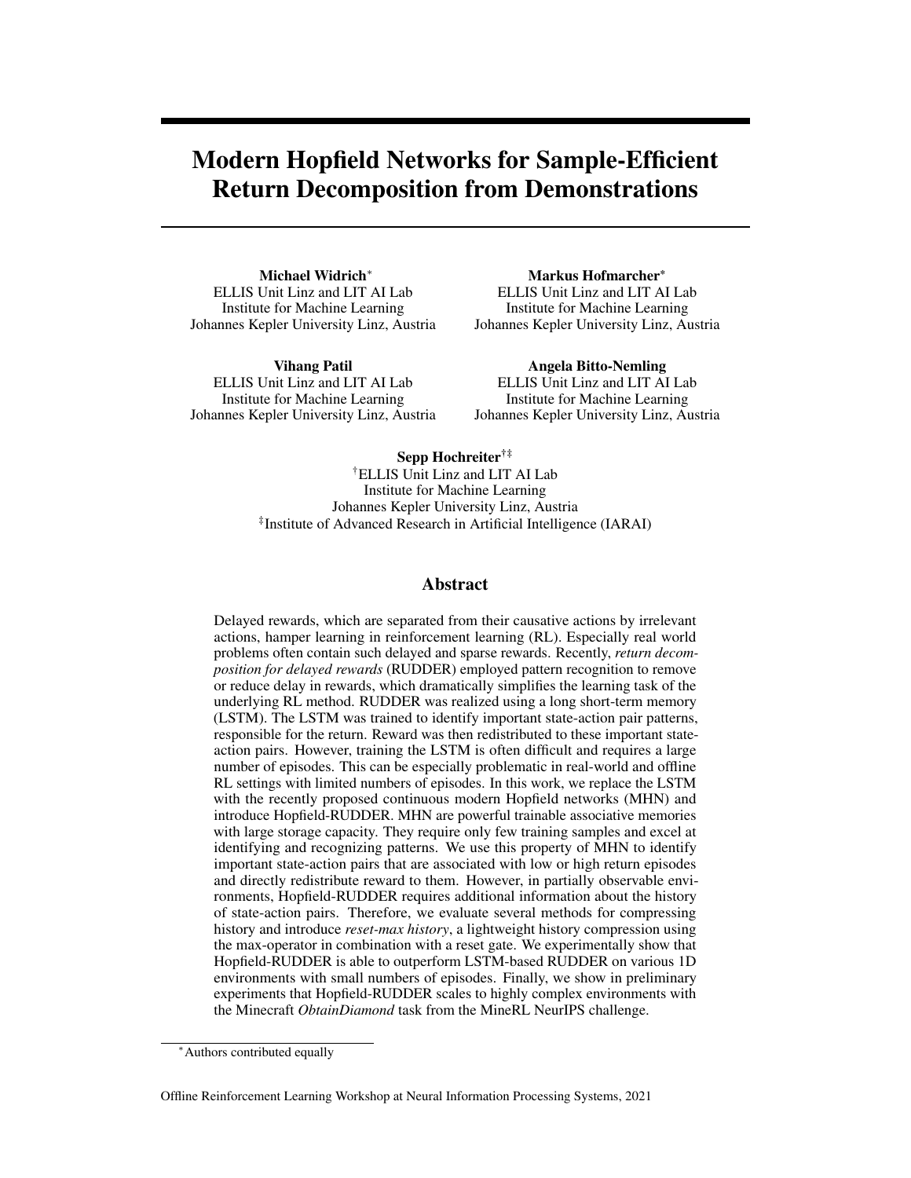# Modern Hopfield Networks for Sample-Efficient Return Decomposition from Demonstrations

**Michael Widrich**[*]
ELLIS Unit Linz and LIT AI Lab
Institute for Machine Learning
Johannes Kepler University Linz, Austria

**Markus Hofmarcher**[*]
ELLIS Unit Linz and LIT AI Lab
Institute for Machine Learning
Johannes Kepler University Linz, Austria

**Vihang Patil**
ELLIS Unit Linz and LIT AI Lab
Institute for Machine Learning
Johannes Kepler University Linz, Austria

**Angela Bitto-Nemling**
ELLIS Unit Linz and LIT AI Lab
Institute for Machine Learning
Johannes Kepler University Linz, Austria

**Sepp Hochreiter**[†‡]
[†]ELLIS Unit Linz and LIT AI Lab
Institute for Machine Learning
Johannes Kepler University Linz, Austria
[‡]Institute of Advanced Research in Artificial Intelligence (IARAI)

## Abstract

Delayed rewards, which are separated from their causative actions by irrelevant actions, hamper learning in reinforcement learning (RL). Especially real world problems often contain such delayed and sparse rewards. Recently, *return decomposition for delayed rewards* (RUDDER) employed pattern recognition to remove or reduce delay in rewards, which dramatically simplifies the learning task of the underlying RL method. RUDDER was realized using a long short-term memory (LSTM). The LSTM was trained to identify important state-action pair patterns, responsible for the return. Reward was then redistributed to these important state-action pairs. However, training the LSTM is often difficult and requires a large number of episodes. This can be especially problematic in real-world and offline RL settings with limited numbers of episodes. In this work, we replace the LSTM with the recently proposed continuous modern Hopfield networks (MHN) and introduce Hopfield-RUDDER. MHN are powerful trainable associative memories with large storage capacity. They require only few training samples and excel at identifying and recognizing patterns. We use this property of MHN to identify important state-action pairs that are associated with low or high return episodes and directly redistribute reward to them. However, in partially observable environments, Hopfield-RUDDER requires additional information about the history of state-action pairs. Therefore, we evaluate several methods for compressing history and introduce *reset-max history*, a lightweight history compression using the max-operator in combination with a reset gate. We experimentally show that Hopfield-RUDDER is able to outperform LSTM-based RUDDER on various 1D environments with small numbers of episodes. Finally, we show in preliminary experiments that Hopfield-RUDDER scales to highly complex environments with the Minecraft *ObtainDiamond* task from the MineRL NeurIPS challenge.

[*]Authors contributed equally

Offline Reinforcement Learning Workshop at Neural Information Processing Systems, 2021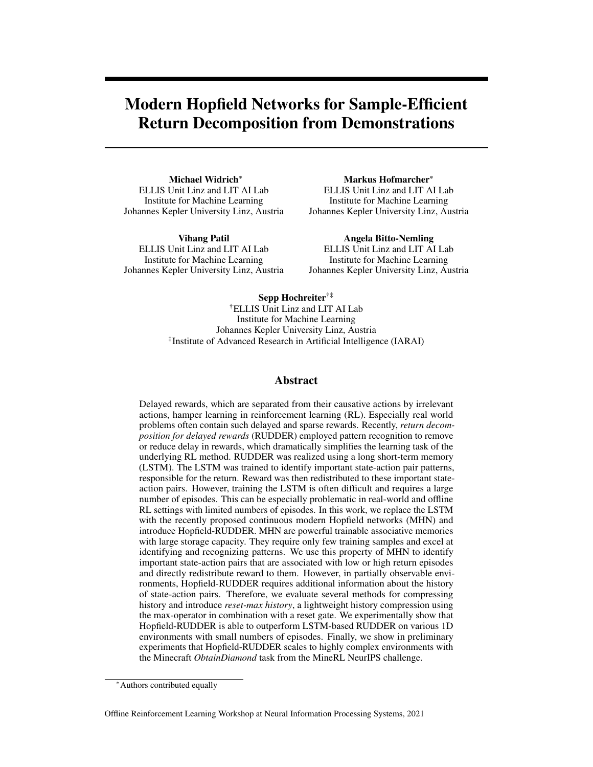# Modern Hopfield Networks for Sample-Efficient Return Decomposition from Demonstrations

**Michael Widrich***
ELLIS Unit Linz and LIT AI Lab
Institute for Machine Learning
Johannes Kepler University Linz, Austria

**Markus Hofmarcher***
ELLIS Unit Linz and LIT AI Lab
Institute for Machine Learning
Johannes Kepler University Linz, Austria

**Vihang Patil**
ELLIS Unit Linz and LIT AI Lab
Institute for Machine Learning
Johannes Kepler University Linz, Austria

**Angela Bitto-Nemling**
ELLIS Unit Linz and LIT AI Lab
Institute for Machine Learning
Johannes Kepler University Linz, Austria

**Sepp Hochreiter**[†‡]
[†]ELLIS Unit Linz and LIT AI Lab
Institute for Machine Learning
Johannes Kepler University Linz, Austria
[‡]Institute of Advanced Research in Artificial Intelligence (IARAI)

## Abstract

Delayed rewards, which are separated from their causative actions by irrelevant actions, hamper learning in reinforcement learning (RL). Especially real world problems often contain such delayed and sparse rewards. Recently, *return decomposition for delayed rewards* (RUDDER) employed pattern recognition to remove or reduce delay in rewards, which dramatically simplifies the learning task of the underlying RL method. RUDDER was realized using a long short-term memory (LSTM). The LSTM was trained to identify important state-action pair patterns, responsible for the return. Reward was then redistributed to these important state-action pairs. However, training the LSTM is often difficult and requires a large number of episodes. This can be especially problematic in real-world and offline RL settings with limited numbers of episodes. In this work, we replace the LSTM with the recently proposed continuous modern Hopfield networks (MHN) and introduce Hopfield-RUDDER. MHN are powerful trainable associative memories with large storage capacity. They require only few training samples and excel at identifying and recognizing patterns. We use this property of MHN to identify important state-action pairs that are associated with low or high return episodes and directly redistribute reward to them. However, in partially observable environments, Hopfield-RUDDER requires additional information about the history of state-action pairs. Therefore, we evaluate several methods for compressing history and introduce *reset-max history*, a lightweight history compression using the max-operator in combination with a reset gate. We experimentally show that Hopfield-RUDDER is able to outperform LSTM-based RUDDER on various 1D environments with small numbers of episodes. Finally, we show in preliminary experiments that Hopfield-RUDDER scales to highly complex environments with the Minecraft *ObtainDiamond* task from the MineRL NeurIPS challenge.

*Authors contributed equally

Offline Reinforcement Learning Workshop at Neural Information Processing Systems, 2021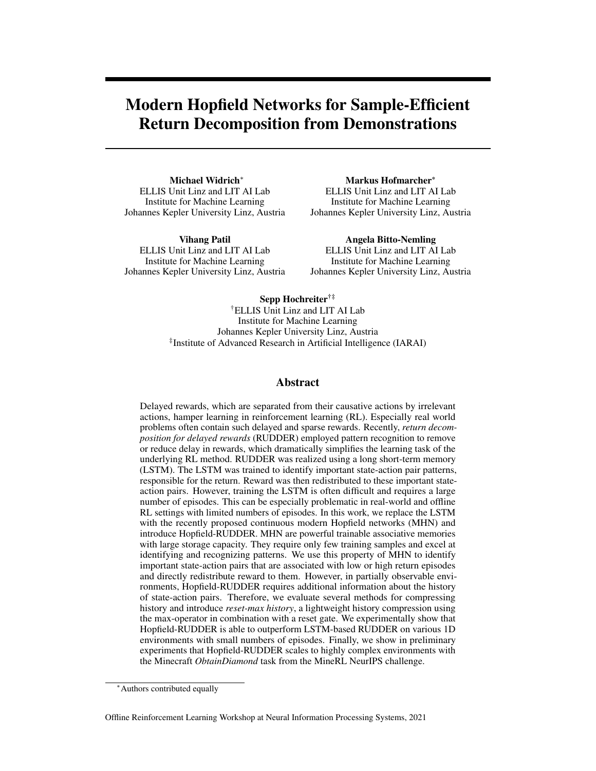# Modern Hopfield Networks for Sample-Efficient Return Decomposition from Demonstrations

**Michael Widrich**[*]
ELLIS Unit Linz and LIT AI Lab
Institute for Machine Learning
Johannes Kepler University Linz, Austria

**Markus Hofmarcher**[*]
ELLIS Unit Linz and LIT AI Lab
Institute for Machine Learning
Johannes Kepler University Linz, Austria

**Vihang Patil**
ELLIS Unit Linz and LIT AI Lab
Institute for Machine Learning
Johannes Kepler University Linz, Austria

**Angela Bitto-Nemling**
ELLIS Unit Linz and LIT AI Lab
Institute for Machine Learning
Johannes Kepler University Linz, Austria

**Sepp Hochreiter**[†‡]
[†]ELLIS Unit Linz and LIT AI Lab
Institute for Machine Learning
Johannes Kepler University Linz, Austria
[‡]Institute of Advanced Research in Artificial Intelligence (IARAI)

## Abstract

Delayed rewards, which are separated from their causative actions by irrelevant actions, hamper learning in reinforcement learning (RL). Especially real world problems often contain such delayed and sparse rewards. Recently, *return decomposition for delayed rewards* (RUDDER) employed pattern recognition to remove or reduce delay in rewards, which dramatically simplifies the learning task of the underlying RL method. RUDDER was realized using a long short-term memory (LSTM). The LSTM was trained to identify important state-action pair patterns, responsible for the return. Reward was then redistributed to these important state-action pairs. However, training the LSTM is often difficult and requires a large number of episodes. This can be especially problematic in real-world and offline RL settings with limited numbers of episodes. In this work, we replace the LSTM with the recently proposed continuous modern Hopfield networks (MHN) and introduce Hopfield-RUDDER. MHN are powerful trainable associative memories with large storage capacity. They require only few training samples and excel at identifying and recognizing patterns. We use this property of MHN to identify important state-action pairs that are associated with low or high return episodes and directly redistribute reward to them. However, in partially observable environments, Hopfield-RUDDER requires additional information about the history of state-action pairs. Therefore, we evaluate several methods for compressing history and introduce *reset-max history*, a lightweight history compression using the max-operator in combination with a reset gate. We experimentally show that Hopfield-RUDDER is able to outperform LSTM-based RUDDER on various 1D environments with small numbers of episodes. Finally, we show in preliminary experiments that Hopfield-RUDDER scales to highly complex environments with the Minecraft *ObtainDiamond* task from the MineRL NeurIPS challenge.

[*]Authors contributed equally

Offline Reinforcement Learning Workshop at Neural Information Processing Systems, 2021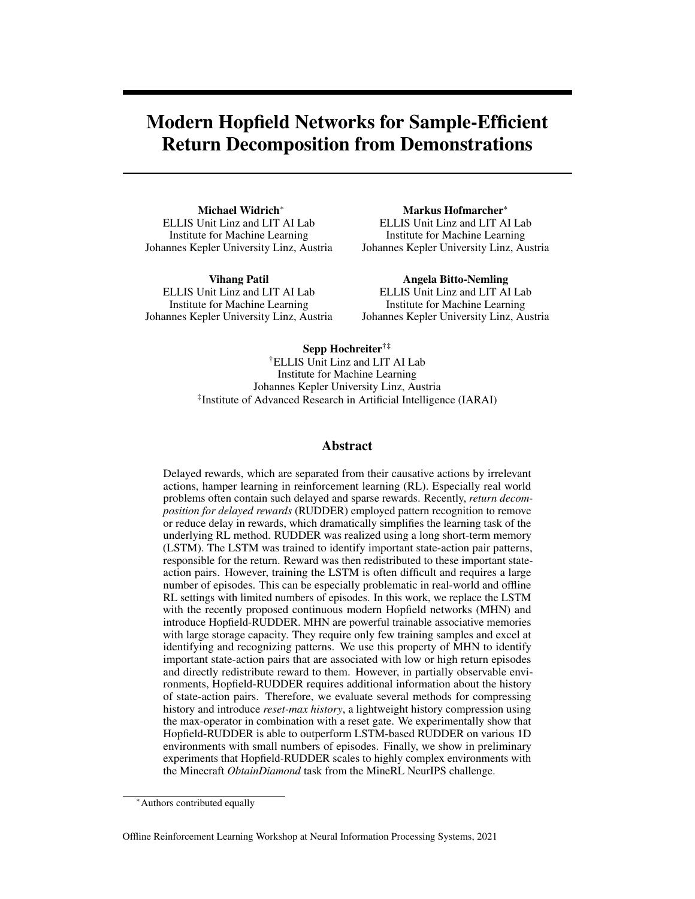# Modern Hopfield Networks for Sample-Efficient Return Decomposition from Demonstrations

**Michael Widrich***
ELLIS Unit Linz and LIT AI Lab
Institute for Machine Learning
Johannes Kepler University Linz, Austria

**Markus Hofmarcher***
ELLIS Unit Linz and LIT AI Lab
Institute for Machine Learning
Johannes Kepler University Linz, Austria

**Vihang Patil**
ELLIS Unit Linz and LIT AI Lab
Institute for Machine Learning
Johannes Kepler University Linz, Austria

**Angela Bitto-Nemling**
ELLIS Unit Linz and LIT AI Lab
Institute for Machine Learning
Johannes Kepler University Linz, Austria

**Sepp Hochreiter**[†‡]
[†]ELLIS Unit Linz and LIT AI Lab
Institute for Machine Learning
Johannes Kepler University Linz, Austria
[‡]Institute of Advanced Research in Artificial Intelligence (IARAI)

## Abstract

Delayed rewards, which are separated from their causative actions by irrelevant actions, hamper learning in reinforcement learning (RL). Especially real world problems often contain such delayed and sparse rewards. Recently, *return decomposition for delayed rewards* (RUDDER) employed pattern recognition to remove or reduce delay in rewards, which dramatically simplifies the learning task of the underlying RL method. RUDDER was realized using a long short-term memory (LSTM). The LSTM was trained to identify important state-action pair patterns, responsible for the return. Reward was then redistributed to these important state-action pairs. However, training the LSTM is often difficult and requires a large number of episodes. This can be especially problematic in real-world and offline RL settings with limited numbers of episodes. In this work, we replace the LSTM with the recently proposed continuous modern Hopfield networks (MHN) and introduce Hopfield-RUDDER. MHN are powerful trainable associative memories with large storage capacity. They require only few training samples and excel at identifying and recognizing patterns. We use this property of MHN to identify important state-action pairs that are associated with low or high return episodes and directly redistribute reward to them. However, in partially observable environments, Hopfield-RUDDER requires additional information about the history of state-action pairs. Therefore, we evaluate several methods for compressing history and introduce *reset-max history*, a lightweight history compression using the max-operator in combination with a reset gate. We experimentally show that Hopfield-RUDDER is able to outperform LSTM-based RUDDER on various 1D environments with small numbers of episodes. Finally, we show in preliminary experiments that Hopfield-RUDDER scales to highly complex environments with the Minecraft *ObtainDiamond* task from the MineRL NeurIPS challenge.

*Authors contributed equally

Offline Reinforcement Learning Workshop at Neural Information Processing Systems, 2021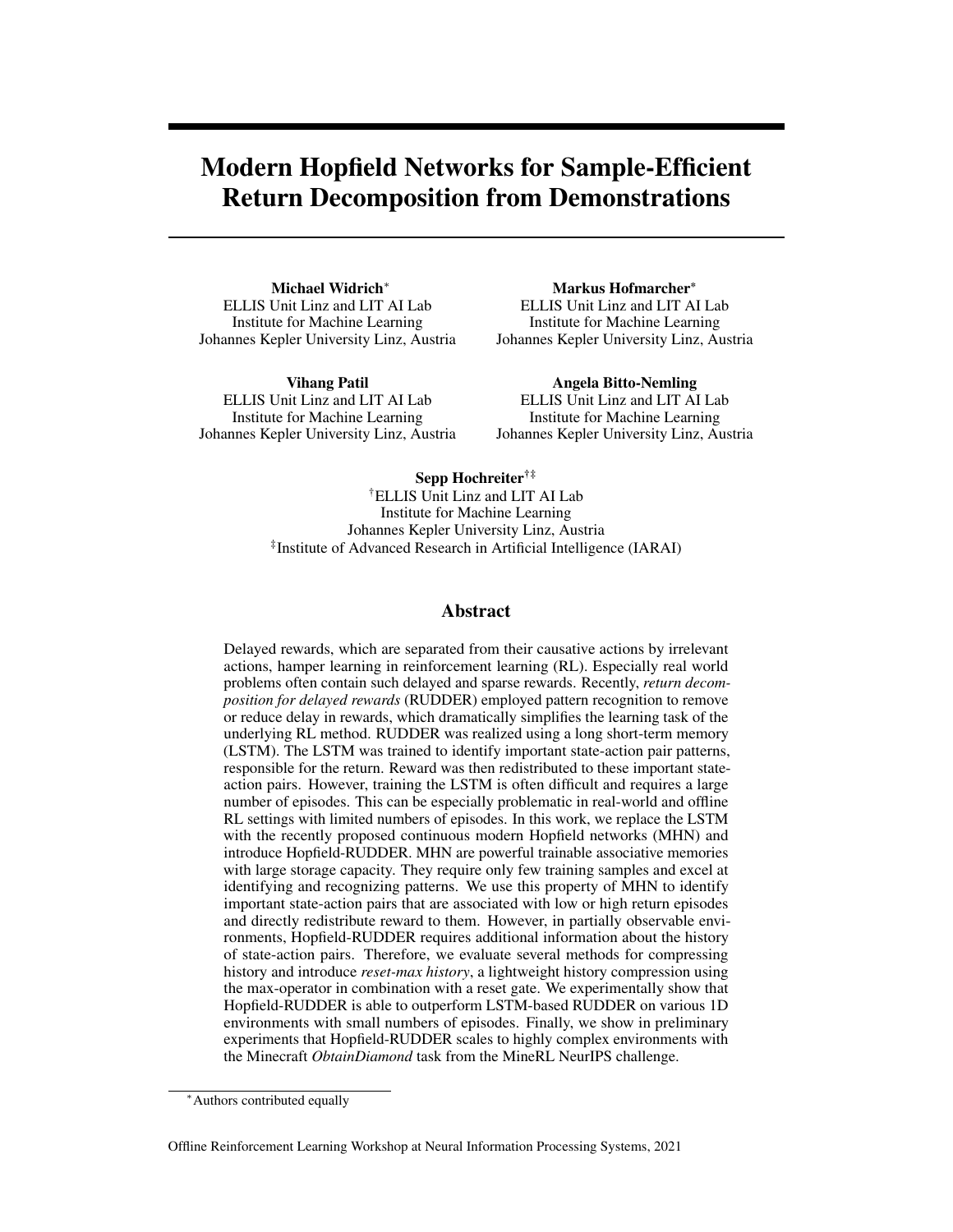# Modern Hopfield Networks for Sample-Efficient Return Decomposition from Demonstrations

**Michael Widrich***
ELLIS Unit Linz and LIT AI Lab
Institute for Machine Learning
Johannes Kepler University Linz, Austria

**Markus Hofmarcher***
ELLIS Unit Linz and LIT AI Lab
Institute for Machine Learning
Johannes Kepler University Linz, Austria

**Vihang Patil**
ELLIS Unit Linz and LIT AI Lab
Institute for Machine Learning
Johannes Kepler University Linz, Austria

**Angela Bitto-Nemling**
ELLIS Unit Linz and LIT AI Lab
Institute for Machine Learning
Johannes Kepler University Linz, Austria

**Sepp Hochreiter**[†‡]
[†]ELLIS Unit Linz and LIT AI Lab
Institute for Machine Learning
Johannes Kepler University Linz, Austria
[‡]Institute of Advanced Research in Artificial Intelligence (IARAI)

## Abstract

Delayed rewards, which are separated from their causative actions by irrelevant actions, hamper learning in reinforcement learning (RL). Especially real world problems often contain such delayed and sparse rewards. Recently, *return decomposition for delayed rewards* (RUDDER) employed pattern recognition to remove or reduce delay in rewards, which dramatically simplifies the learning task of the underlying RL method. RUDDER was realized using a long short-term memory (LSTM). The LSTM was trained to identify important state-action pair patterns, responsible for the return. Reward was then redistributed to these important state-action pairs. However, training the LSTM is often difficult and requires a large number of episodes. This can be especially problematic in real-world and offline RL settings with limited numbers of episodes. In this work, we replace the LSTM with the recently proposed continuous modern Hopfield networks (MHN) and introduce Hopfield-RUDDER. MHN are powerful trainable associative memories with large storage capacity. They require only few training samples and excel at identifying and recognizing patterns. We use this property of MHN to identify important state-action pairs that are associated with low or high return episodes and directly redistribute reward to them. However, in partially observable environments, Hopfield-RUDDER requires additional information about the history of state-action pairs. Therefore, we evaluate several methods for compressing history and introduce *reset-max history*, a lightweight history compression using the max-operator in combination with a reset gate. We experimentally show that Hopfield-RUDDER is able to outperform LSTM-based RUDDER on various 1D environments with small numbers of episodes. Finally, we show in preliminary experiments that Hopfield-RUDDER scales to highly complex environments with the Minecraft *ObtainDiamond* task from the MineRL NeurIPS challenge.

*Authors contributed equally

Offline Reinforcement Learning Workshop at Neural Information Processing Systems, 2021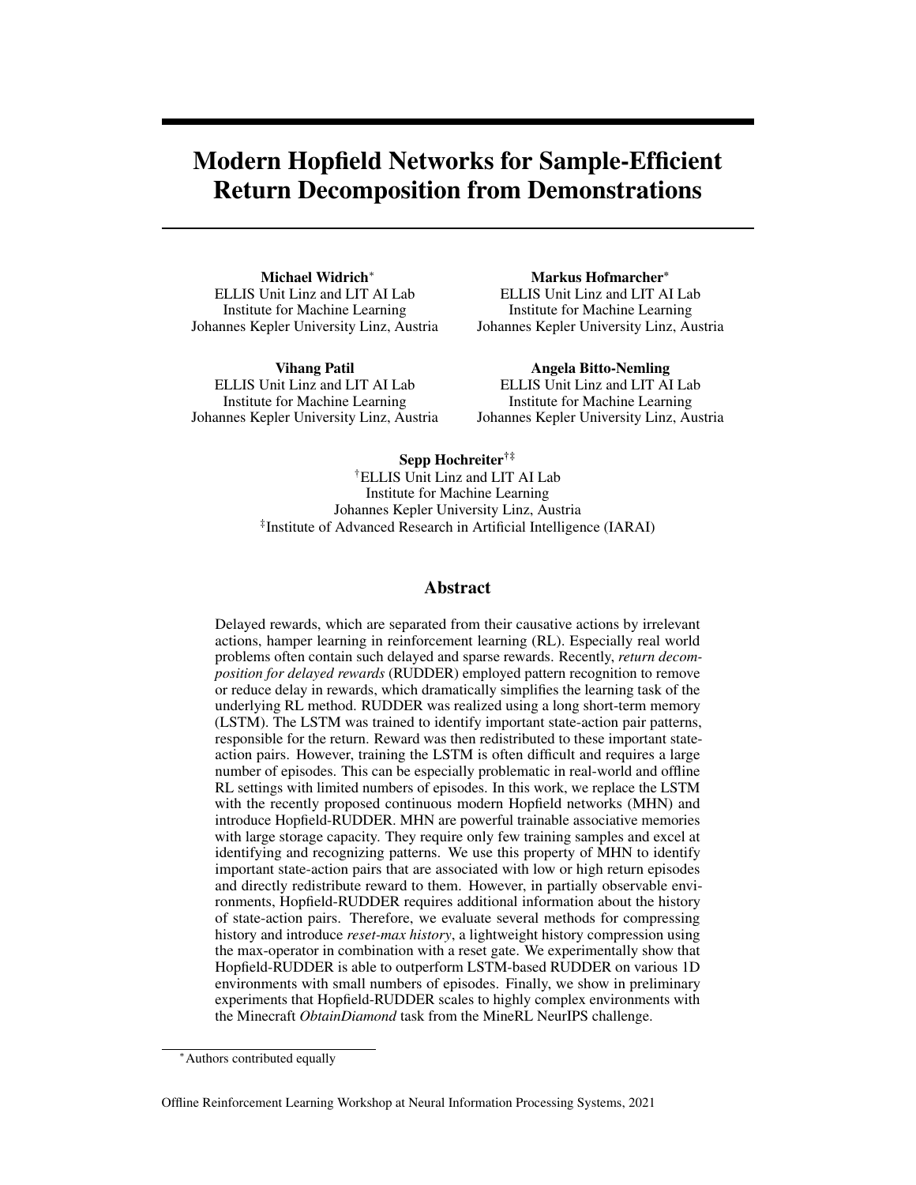# Modern Hopfield Networks for Sample-Efficient Return Decomposition from Demonstrations

**Michael Widrich***
ELLIS Unit Linz and LIT AI Lab
Institute for Machine Learning
Johannes Kepler University Linz, Austria

**Markus Hofmarcher***
ELLIS Unit Linz and LIT AI Lab
Institute for Machine Learning
Johannes Kepler University Linz, Austria

**Vihang Patil**
ELLIS Unit Linz and LIT AI Lab
Institute for Machine Learning
Johannes Kepler University Linz, Austria

**Angela Bitto-Nemling**
ELLIS Unit Linz and LIT AI Lab
Institute for Machine Learning
Johannes Kepler University Linz, Austria

**Sepp Hochreiter**[†‡]
[†]ELLIS Unit Linz and LIT AI Lab
Institute for Machine Learning
Johannes Kepler University Linz, Austria
[‡]Institute of Advanced Research in Artificial Intelligence (IARAI)

## Abstract

Delayed rewards, which are separated from their causative actions by irrelevant actions, hamper learning in reinforcement learning (RL). Especially real world problems often contain such delayed and sparse rewards. Recently, *return decomposition for delayed rewards* (RUDDER) employed pattern recognition to remove or reduce delay in rewards, which dramatically simplifies the learning task of the underlying RL method. RUDDER was realized using a long short-term memory (LSTM). The LSTM was trained to identify important state-action pair patterns, responsible for the return. Reward was then redistributed to these important state-action pairs. However, training the LSTM is often difficult and requires a large number of episodes. This can be especially problematic in real-world and offline RL settings with limited numbers of episodes. In this work, we replace the LSTM with the recently proposed continuous modern Hopfield networks (MHN) and introduce Hopfield-RUDDER. MHN are powerful trainable associative memories with large storage capacity. They require only few training samples and excel at identifying and recognizing patterns. We use this property of MHN to identify important state-action pairs that are associated with low or high return episodes and directly redistribute reward to them. However, in partially observable environments, Hopfield-RUDDER requires additional information about the history of state-action pairs. Therefore, we evaluate several methods for compressing history and introduce *reset-max history*, a lightweight history compression using the max-operator in combination with a reset gate. We experimentally show that Hopfield-RUDDER is able to outperform LSTM-based RUDDER on various 1D environments with small numbers of episodes. Finally, we show in preliminary experiments that Hopfield-RUDDER scales to highly complex environments with the Minecraft *ObtainDiamond* task from the MineRL NeurIPS challenge.

*Authors contributed equally

Offline Reinforcement Learning Workshop at Neural Information Processing Systems, 2021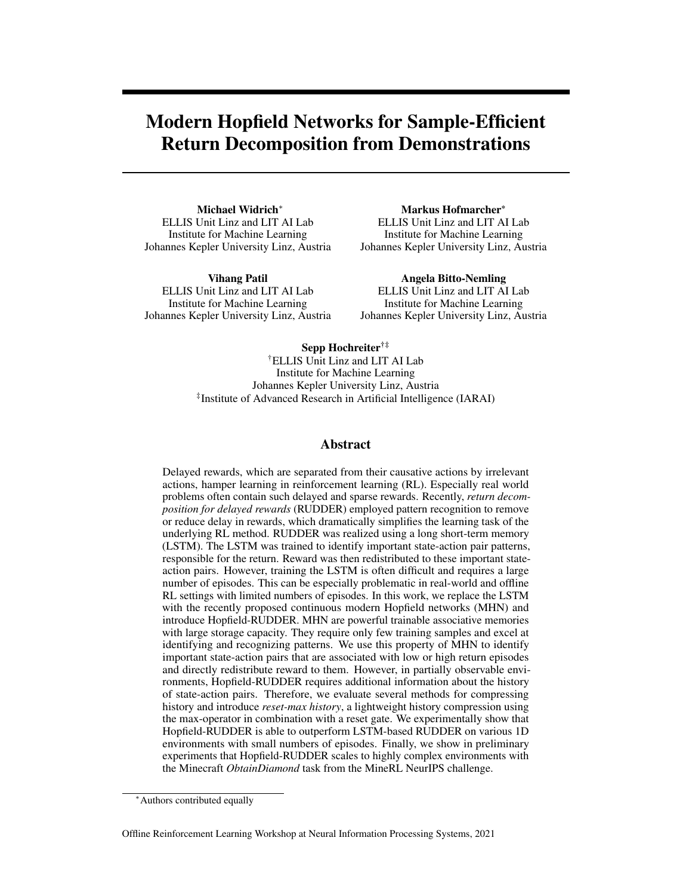# Modern Hopfield Networks for Sample-Efficient Return Decomposition from Demonstrations

**Michael Widrich***
ELLIS Unit Linz and LIT AI Lab
Institute for Machine Learning
Johannes Kepler University Linz, Austria

**Markus Hofmarcher***
ELLIS Unit Linz and LIT AI Lab
Institute for Machine Learning
Johannes Kepler University Linz, Austria

**Vihang Patil**
ELLIS Unit Linz and LIT AI Lab
Institute for Machine Learning
Johannes Kepler University Linz, Austria

**Angela Bitto-Nemling**
ELLIS Unit Linz and LIT AI Lab
Institute for Machine Learning
Johannes Kepler University Linz, Austria

**Sepp Hochreiter**[†‡]
[†]ELLIS Unit Linz and LIT AI Lab
Institute for Machine Learning
Johannes Kepler University Linz, Austria
[‡]Institute of Advanced Research in Artificial Intelligence (IARAI)

## Abstract

Delayed rewards, which are separated from their causative actions by irrelevant actions, hamper learning in reinforcement learning (RL). Especially real world problems often contain such delayed and sparse rewards. Recently, *return decomposition for delayed rewards* (RUDDER) employed pattern recognition to remove or reduce delay in rewards, which dramatically simplifies the learning task of the underlying RL method. RUDDER was realized using a long short-term memory (LSTM). The LSTM was trained to identify important state-action pair patterns, responsible for the return. Reward was then redistributed to these important state-action pairs. However, training the LSTM is often difficult and requires a large number of episodes. This can be especially problematic in real-world and offline RL settings with limited numbers of episodes. In this work, we replace the LSTM with the recently proposed continuous modern Hopfield networks (MHN) and introduce Hopfield-RUDDER. MHN are powerful trainable associative memories with large storage capacity. They require only few training samples and excel at identifying and recognizing patterns. We use this property of MHN to identify important state-action pairs that are associated with low or high return episodes and directly redistribute reward to them. However, in partially observable environments, Hopfield-RUDDER requires additional information about the history of state-action pairs. Therefore, we evaluate several methods for compressing history and introduce *reset-max history*, a lightweight history compression using the max-operator in combination with a reset gate. We experimentally show that Hopfield-RUDDER is able to outperform LSTM-based RUDDER on various 1D environments with small numbers of episodes. Finally, we show in preliminary experiments that Hopfield-RUDDER scales to highly complex environments with the Minecraft *ObtainDiamond* task from the MineRL NeurIPS challenge.

*Authors contributed equally

Offline Reinforcement Learning Workshop at Neural Information Processing Systems, 2021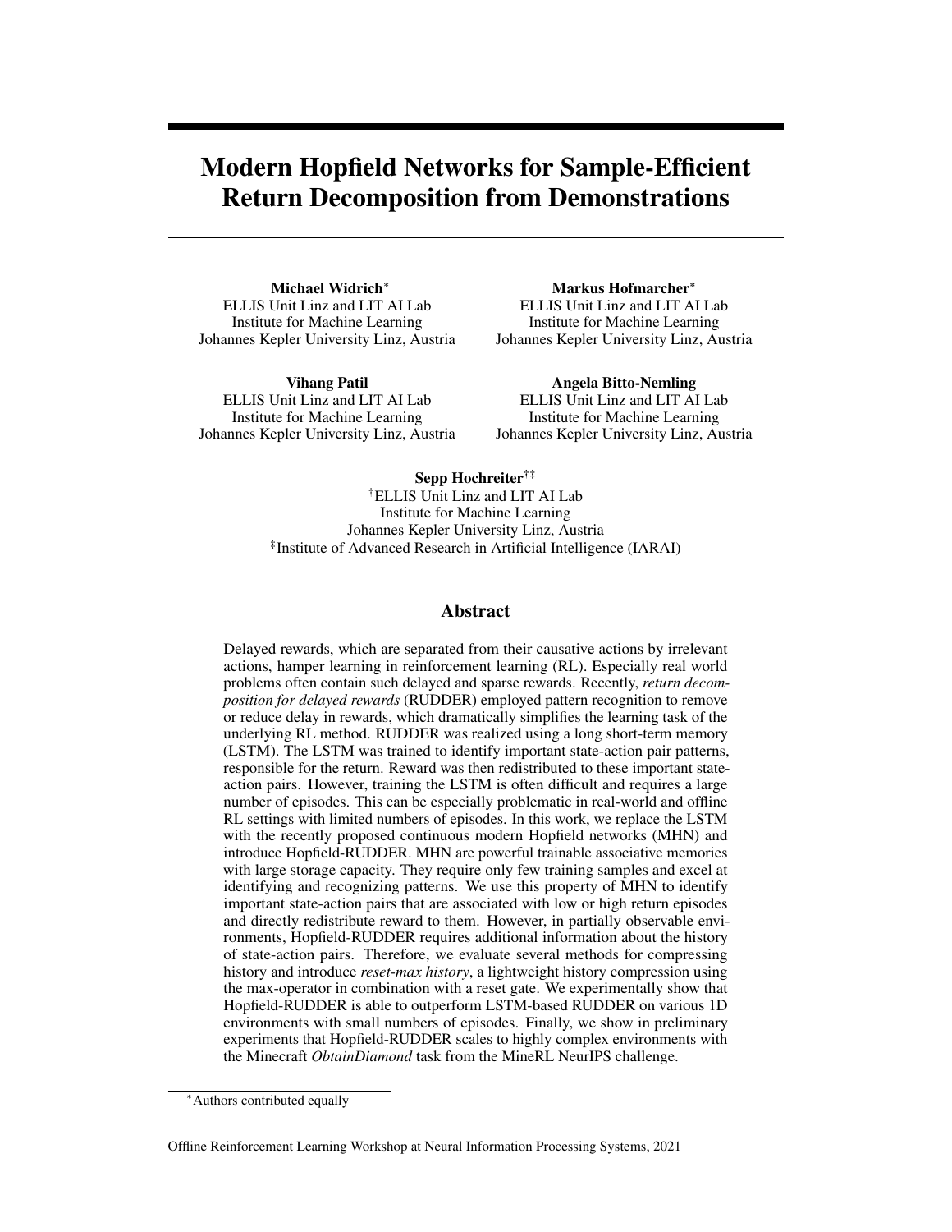# Modern Hopfield Networks for Sample-Efficient Return Decomposition from Demonstrations

**Michael Widrich**[*]
ELLIS Unit Linz and LIT AI Lab
Institute for Machine Learning
Johannes Kepler University Linz, Austria

**Markus Hofmarcher**[*]
ELLIS Unit Linz and LIT AI Lab
Institute for Machine Learning
Johannes Kepler University Linz, Austria

**Vihang Patil**
ELLIS Unit Linz and LIT AI Lab
Institute for Machine Learning
Johannes Kepler University Linz, Austria

**Angela Bitto-Nemling**
ELLIS Unit Linz and LIT AI Lab
Institute for Machine Learning
Johannes Kepler University Linz, Austria

**Sepp Hochreiter**[†‡]
[†]ELLIS Unit Linz and LIT AI Lab
Institute for Machine Learning
Johannes Kepler University Linz, Austria
[‡]Institute of Advanced Research in Artificial Intelligence (IARAI)

## Abstract

Delayed rewards, which are separated from their causative actions by irrelevant actions, hamper learning in reinforcement learning (RL). Especially real world problems often contain such delayed and sparse rewards. Recently, *return decomposition for delayed rewards* (RUDDER) employed pattern recognition to remove or reduce delay in rewards, which dramatically simplifies the learning task of the underlying RL method. RUDDER was realized using a long short-term memory (LSTM). The LSTM was trained to identify important state-action pair patterns, responsible for the return. Reward was then redistributed to these important state-action pairs. However, training the LSTM is often difficult and requires a large number of episodes. This can be especially problematic in real-world and offline RL settings with limited numbers of episodes. In this work, we replace the LSTM with the recently proposed continuous modern Hopfield networks (MHN) and introduce Hopfield-RUDDER. MHN are powerful trainable associative memories with large storage capacity. They require only few training samples and excel at identifying and recognizing patterns. We use this property of MHN to identify important state-action pairs that are associated with low or high return episodes and directly redistribute reward to them. However, in partially observable environments, Hopfield-RUDDER requires additional information about the history of state-action pairs. Therefore, we evaluate several methods for compressing history and introduce *reset-max history*, a lightweight history compression using the max-operator in combination with a reset gate. We experimentally show that Hopfield-RUDDER is able to outperform LSTM-based RUDDER on various 1D environments with small numbers of episodes. Finally, we show in preliminary experiments that Hopfield-RUDDER scales to highly complex environments with the Minecraft *ObtainDiamond* task from the MineRL NeurIPS challenge.

[*]Authors contributed equally

Offline Reinforcement Learning Workshop at Neural Information Processing Systems, 2021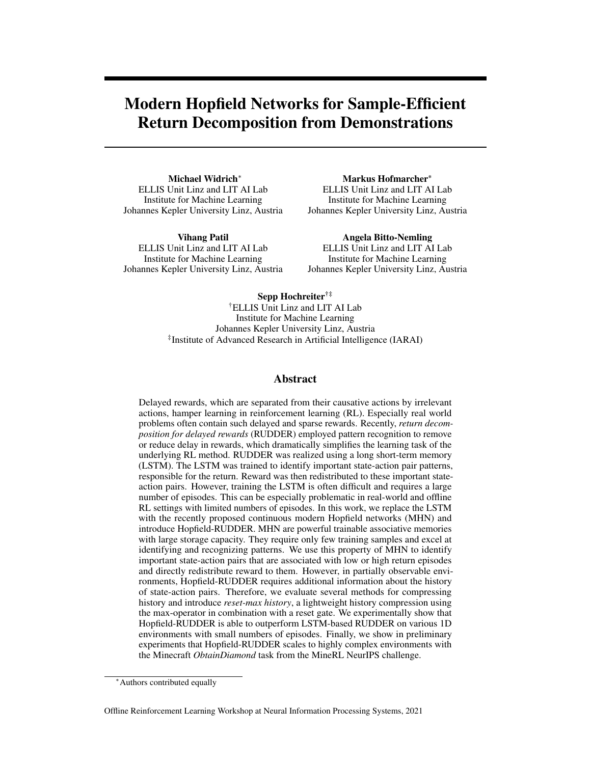# Modern Hopfield Networks for Sample-Efficient Return Decomposition from Demonstrations

**Michael Widrich***
ELLIS Unit Linz and LIT AI Lab
Institute for Machine Learning
Johannes Kepler University Linz, Austria

**Markus Hofmarcher***
ELLIS Unit Linz and LIT AI Lab
Institute for Machine Learning
Johannes Kepler University Linz, Austria

**Vihang Patil**
ELLIS Unit Linz and LIT AI Lab
Institute for Machine Learning
Johannes Kepler University Linz, Austria

**Angela Bitto-Nemling**
ELLIS Unit Linz and LIT AI Lab
Institute for Machine Learning
Johannes Kepler University Linz, Austria

**Sepp Hochreiter**[†‡]
[†]ELLIS Unit Linz and LIT AI Lab
Institute for Machine Learning
Johannes Kepler University Linz, Austria
[‡]Institute of Advanced Research in Artificial Intelligence (IARAI)

## Abstract

Delayed rewards, which are separated from their causative actions by irrelevant actions, hamper learning in reinforcement learning (RL). Especially real world problems often contain such delayed and sparse rewards. Recently, *return decomposition for delayed rewards* (RUDDER) employed pattern recognition to remove or reduce delay in rewards, which dramatically simplifies the learning task of the underlying RL method. RUDDER was realized using a long short-term memory (LSTM). The LSTM was trained to identify important state-action pair patterns, responsible for the return. Reward was then redistributed to these important state-action pairs. However, training the LSTM is often difficult and requires a large number of episodes. This can be especially problematic in real-world and offline RL settings with limited numbers of episodes. In this work, we replace the LSTM with the recently proposed continuous modern Hopfield networks (MHN) and introduce Hopfield-RUDDER. MHN are powerful trainable associative memories with large storage capacity. They require only few training samples and excel at identifying and recognizing patterns. We use this property of MHN to identify important state-action pairs that are associated with low or high return episodes and directly redistribute reward to them. However, in partially observable environments, Hopfield-RUDDER requires additional information about the history of state-action pairs. Therefore, we evaluate several methods for compressing history and introduce *reset-max history*, a lightweight history compression using the max-operator in combination with a reset gate. We experimentally show that Hopfield-RUDDER is able to outperform LSTM-based RUDDER on various 1D environments with small numbers of episodes. Finally, we show in preliminary experiments that Hopfield-RUDDER scales to highly complex environments with the Minecraft *ObtainDiamond* task from the MineRL NeurIPS challenge.

*Authors contributed equally

Offline Reinforcement Learning Workshop at Neural Information Processing Systems, 2021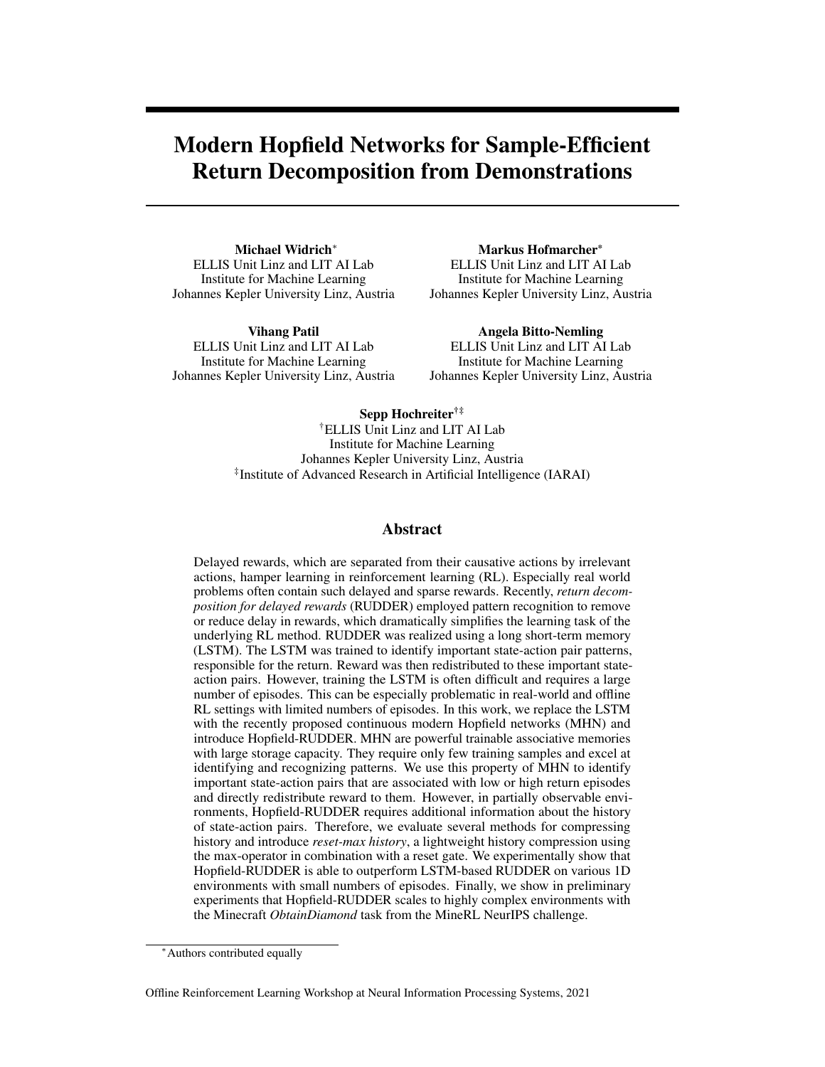# Modern Hopfield Networks for Sample-Efficient Return Decomposition from Demonstrations

**Michael Widrich***
ELLIS Unit Linz and LIT AI Lab
Institute for Machine Learning
Johannes Kepler University Linz, Austria

**Markus Hofmarcher***
ELLIS Unit Linz and LIT AI Lab
Institute for Machine Learning
Johannes Kepler University Linz, Austria

**Vihang Patil**
ELLIS Unit Linz and LIT AI Lab
Institute for Machine Learning
Johannes Kepler University Linz, Austria

**Angela Bitto-Nemling**
ELLIS Unit Linz and LIT AI Lab
Institute for Machine Learning
Johannes Kepler University Linz, Austria

**Sepp Hochreiter**[†‡]
[†]ELLIS Unit Linz and LIT AI Lab
Institute for Machine Learning
Johannes Kepler University Linz, Austria
[‡]Institute of Advanced Research in Artificial Intelligence (IARAI)

## Abstract

Delayed rewards, which are separated from their causative actions by irrelevant actions, hamper learning in reinforcement learning (RL). Especially real world problems often contain such delayed and sparse rewards. Recently, *return decomposition for delayed rewards* (RUDDER) employed pattern recognition to remove or reduce delay in rewards, which dramatically simplifies the learning task of the underlying RL method. RUDDER was realized using a long short-term memory (LSTM). The LSTM was trained to identify important state-action pair patterns, responsible for the return. Reward was then redistributed to these important state-action pairs. However, training the LSTM is often difficult and requires a large number of episodes. This can be especially problematic in real-world and offline RL settings with limited numbers of episodes. In this work, we replace the LSTM with the recently proposed continuous modern Hopfield networks (MHN) and introduce Hopfield-RUDDER. MHN are powerful trainable associative memories with large storage capacity. They require only few training samples and excel at identifying and recognizing patterns. We use this property of MHN to identify important state-action pairs that are associated with low or high return episodes and directly redistribute reward to them. However, in partially observable environments, Hopfield-RUDDER requires additional information about the history of state-action pairs. Therefore, we evaluate several methods for compressing history and introduce *reset-max history*, a lightweight history compression using the max-operator in combination with a reset gate. We experimentally show that Hopfield-RUDDER is able to outperform LSTM-based RUDDER on various 1D environments with small numbers of episodes. Finally, we show in preliminary experiments that Hopfield-RUDDER scales to highly complex environments with the Minecraft *ObtainDiamond* task from the MineRL NeurIPS challenge.

*Authors contributed equally

Offline Reinforcement Learning Workshop at Neural Information Processing Systems, 2021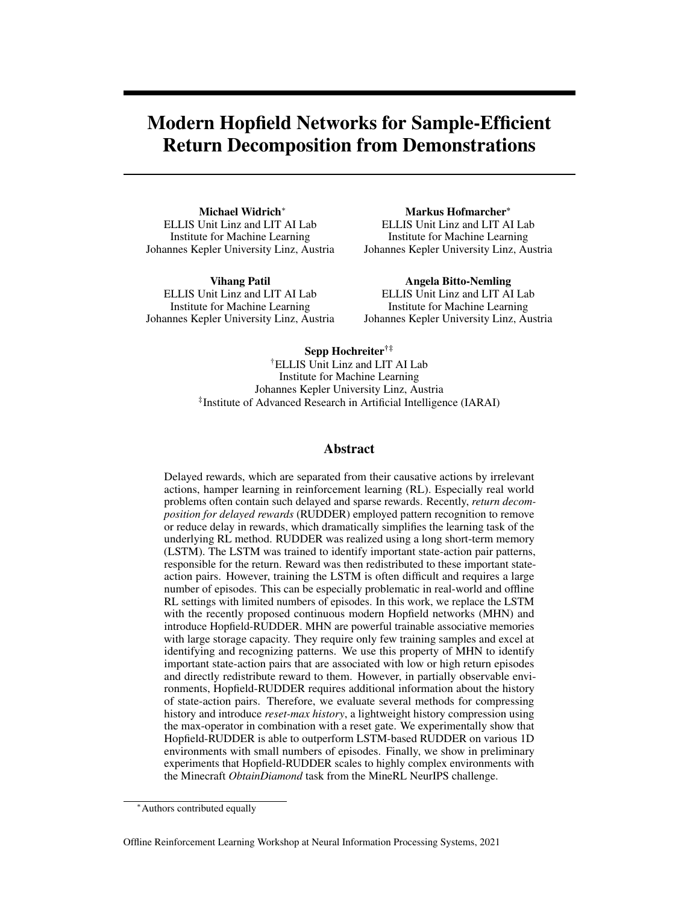# Modern Hopfield Networks for Sample-Efficient Return Decomposition from Demonstrations

**Michael Widrich***
ELLIS Unit Linz and LIT AI Lab
Institute for Machine Learning
Johannes Kepler University Linz, Austria

**Markus Hofmarcher***
ELLIS Unit Linz and LIT AI Lab
Institute for Machine Learning
Johannes Kepler University Linz, Austria

**Vihang Patil**
ELLIS Unit Linz and LIT AI Lab
Institute for Machine Learning
Johannes Kepler University Linz, Austria

**Angela Bitto-Nemling**
ELLIS Unit Linz and LIT AI Lab
Institute for Machine Learning
Johannes Kepler University Linz, Austria

**Sepp Hochreiter**[†‡]
[†]ELLIS Unit Linz and LIT AI Lab
Institute for Machine Learning
Johannes Kepler University Linz, Austria
[‡]Institute of Advanced Research in Artificial Intelligence (IARAI)

## Abstract

Delayed rewards, which are separated from their causative actions by irrelevant actions, hamper learning in reinforcement learning (RL). Especially real world problems often contain such delayed and sparse rewards. Recently, *return decomposition for delayed rewards* (RUDDER) employed pattern recognition to remove or reduce delay in rewards, which dramatically simplifies the learning task of the underlying RL method. RUDDER was realized using a long short-term memory (LSTM). The LSTM was trained to identify important state-action pair patterns, responsible for the return. Reward was then redistributed to these important state-action pairs. However, training the LSTM is often difficult and requires a large number of episodes. This can be especially problematic in real-world and offline RL settings with limited numbers of episodes. In this work, we replace the LSTM with the recently proposed continuous modern Hopfield networks (MHN) and introduce Hopfield-RUDDER. MHN are powerful trainable associative memories with large storage capacity. They require only few training samples and excel at identifying and recognizing patterns. We use this property of MHN to identify important state-action pairs that are associated with low or high return episodes and directly redistribute reward to them. However, in partially observable environments, Hopfield-RUDDER requires additional information about the history of state-action pairs. Therefore, we evaluate several methods for compressing history and introduce *reset-max history*, a lightweight history compression using the max-operator in combination with a reset gate. We experimentally show that Hopfield-RUDDER is able to outperform LSTM-based RUDDER on various 1D environments with small numbers of episodes. Finally, we show in preliminary experiments that Hopfield-RUDDER scales to highly complex environments with the Minecraft *ObtainDiamond* task from the MineRL NeurIPS challenge.

*Authors contributed equally

Offline Reinforcement Learning Workshop at Neural Information Processing Systems, 2021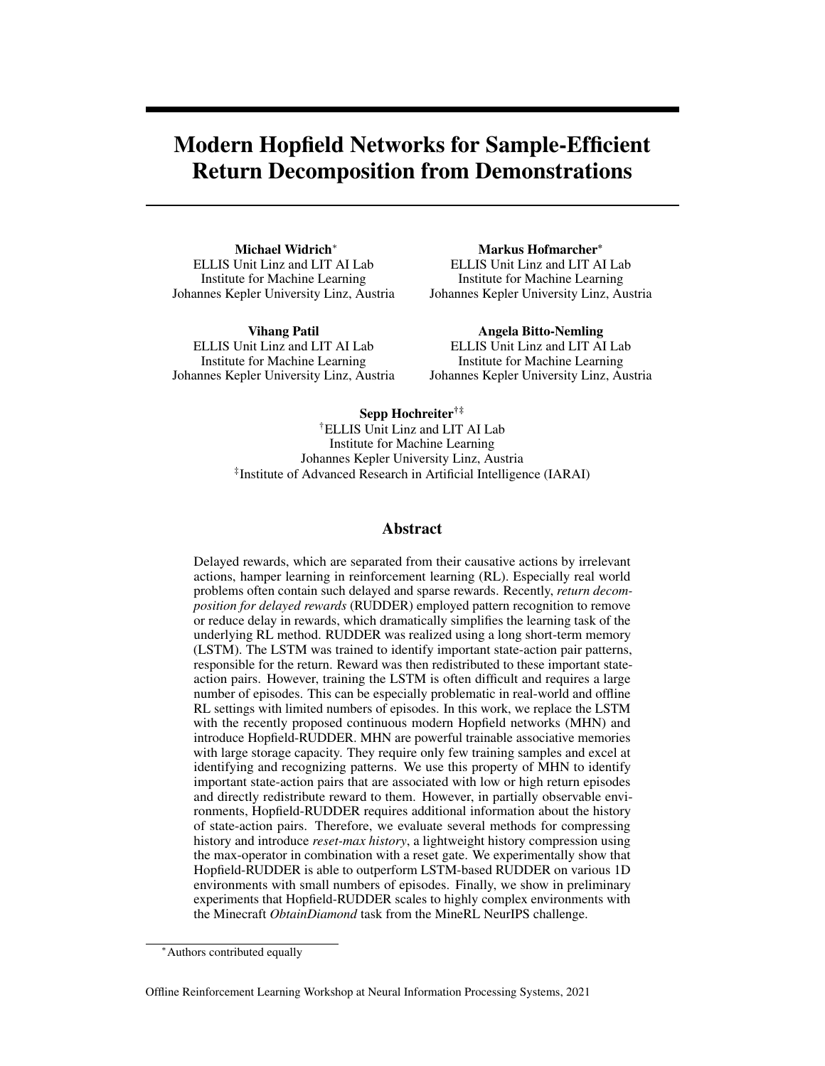# Modern Hopfield Networks for Sample-Efficient Return Decomposition from Demonstrations

**Michael Widrich**[*]
ELLIS Unit Linz and LIT AI Lab
Institute for Machine Learning
Johannes Kepler University Linz, Austria

**Markus Hofmarcher**[*]
ELLIS Unit Linz and LIT AI Lab
Institute for Machine Learning
Johannes Kepler University Linz, Austria

**Vihang Patil**
ELLIS Unit Linz and LIT AI Lab
Institute for Machine Learning
Johannes Kepler University Linz, Austria

**Angela Bitto-Nemling**
ELLIS Unit Linz and LIT AI Lab
Institute for Machine Learning
Johannes Kepler University Linz, Austria

**Sepp Hochreiter**[†‡]
[†]ELLIS Unit Linz and LIT AI Lab
Institute for Machine Learning
Johannes Kepler University Linz, Austria
[‡]Institute of Advanced Research in Artificial Intelligence (IARAI)

## Abstract

Delayed rewards, which are separated from their causative actions by irrelevant actions, hamper learning in reinforcement learning (RL). Especially real world problems often contain such delayed and sparse rewards. Recently, *return decomposition for delayed rewards* (RUDDER) employed pattern recognition to remove or reduce delay in rewards, which dramatically simplifies the learning task of the underlying RL method. RUDDER was realized using a long short-term memory (LSTM). The LSTM was trained to identify important state-action pair patterns, responsible for the return. Reward was then redistributed to these important state-action pairs. However, training the LSTM is often difficult and requires a large number of episodes. This can be especially problematic in real-world and offline RL settings with limited numbers of episodes. In this work, we replace the LSTM with the recently proposed continuous modern Hopfield networks (MHN) and introduce Hopfield-RUDDER. MHN are powerful trainable associative memories with large storage capacity. They require only few training samples and excel at identifying and recognizing patterns. We use this property of MHN to identify important state-action pairs that are associated with low or high return episodes and directly redistribute reward to them. However, in partially observable environments, Hopfield-RUDDER requires additional information about the history of state-action pairs. Therefore, we evaluate several methods for compressing history and introduce *reset-max history*, a lightweight history compression using the max-operator in combination with a reset gate. We experimentally show that Hopfield-RUDDER is able to outperform LSTM-based RUDDER on various 1D environments with small numbers of episodes. Finally, we show in preliminary experiments that Hopfield-RUDDER scales to highly complex environments with the Minecraft *ObtainDiamond* task from the MineRL NeurIPS challenge.

[*]Authors contributed equally

Offline Reinforcement Learning Workshop at Neural Information Processing Systems, 2021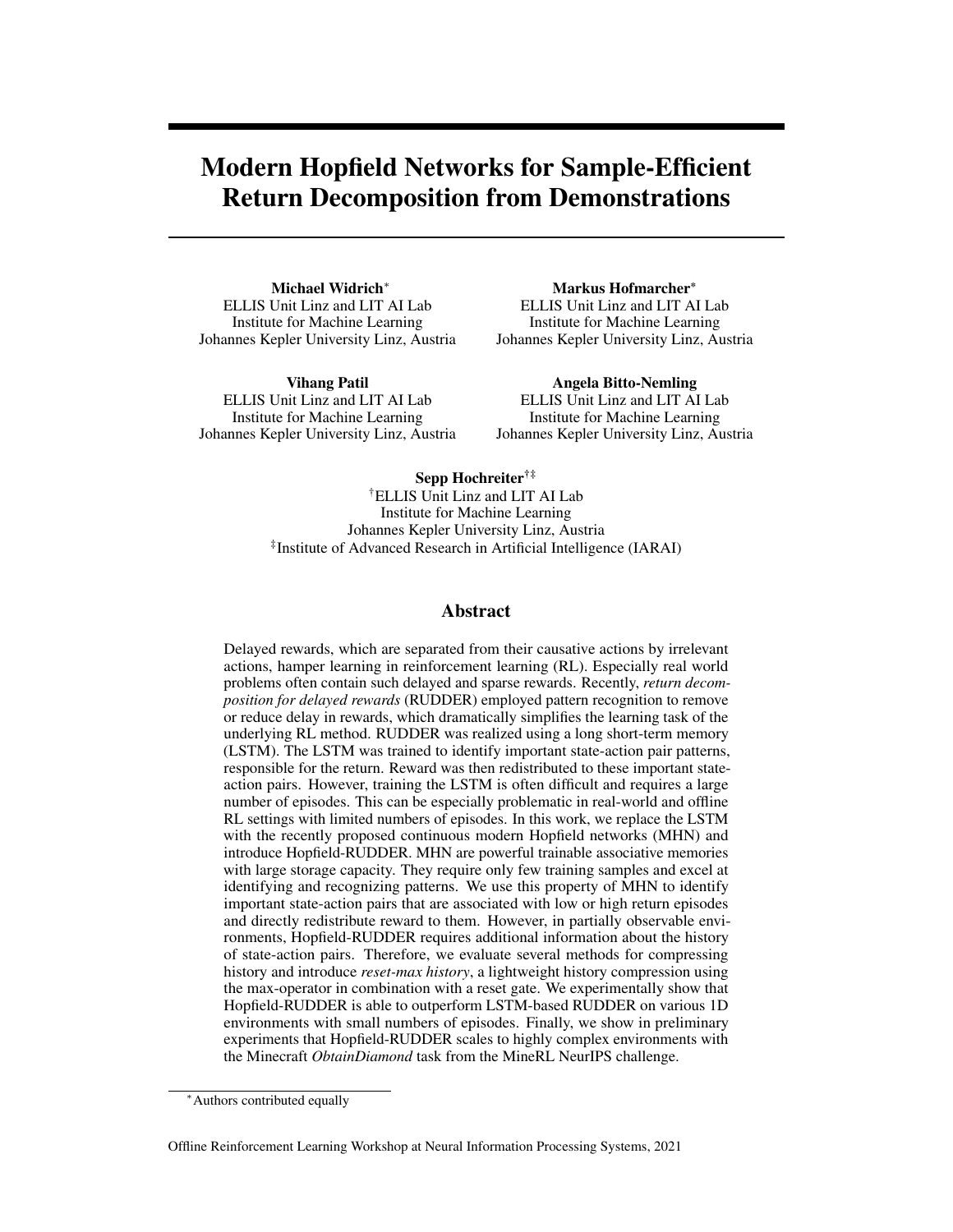# Modern Hopfield Networks for Sample-Efficient Return Decomposition from Demonstrations

**Michael Widrich**[*]
ELLIS Unit Linz and LIT AI Lab
Institute for Machine Learning
Johannes Kepler University Linz, Austria

**Markus Hofmarcher**[*]
ELLIS Unit Linz and LIT AI Lab
Institute for Machine Learning
Johannes Kepler University Linz, Austria

**Vihang Patil**
ELLIS Unit Linz and LIT AI Lab
Institute for Machine Learning
Johannes Kepler University Linz, Austria

**Angela Bitto-Nemling**
ELLIS Unit Linz and LIT AI Lab
Institute for Machine Learning
Johannes Kepler University Linz, Austria

**Sepp Hochreiter**[†‡]
[†]ELLIS Unit Linz and LIT AI Lab
Institute for Machine Learning
Johannes Kepler University Linz, Austria
[‡]Institute of Advanced Research in Artificial Intelligence (IARAI)

## Abstract

Delayed rewards, which are separated from their causative actions by irrelevant actions, hamper learning in reinforcement learning (RL). Especially real world problems often contain such delayed and sparse rewards. Recently, *return decomposition for delayed rewards* (RUDDER) employed pattern recognition to remove or reduce delay in rewards, which dramatically simplifies the learning task of the underlying RL method. RUDDER was realized using a long short-term memory (LSTM). The LSTM was trained to identify important state-action pair patterns, responsible for the return. Reward was then redistributed to these important state-action pairs. However, training the LSTM is often difficult and requires a large number of episodes. This can be especially problematic in real-world and offline RL settings with limited numbers of episodes. In this work, we replace the LSTM with the recently proposed continuous modern Hopfield networks (MHN) and introduce Hopfield-RUDDER. MHN are powerful trainable associative memories with large storage capacity. They require only few training samples and excel at identifying and recognizing patterns. We use this property of MHN to identify important state-action pairs that are associated with low or high return episodes and directly redistribute reward to them. However, in partially observable environments, Hopfield-RUDDER requires additional information about the history of state-action pairs. Therefore, we evaluate several methods for compressing history and introduce *reset-max history*, a lightweight history compression using the max-operator in combination with a reset gate. We experimentally show that Hopfield-RUDDER is able to outperform LSTM-based RUDDER on various 1D environments with small numbers of episodes. Finally, we show in preliminary experiments that Hopfield-RUDDER scales to highly complex environments with the Minecraft *ObtainDiamond* task from the MineRL NeurIPS challenge.

[*]Authors contributed equally

Offline Reinforcement Learning Workshop at Neural Information Processing Systems, 2021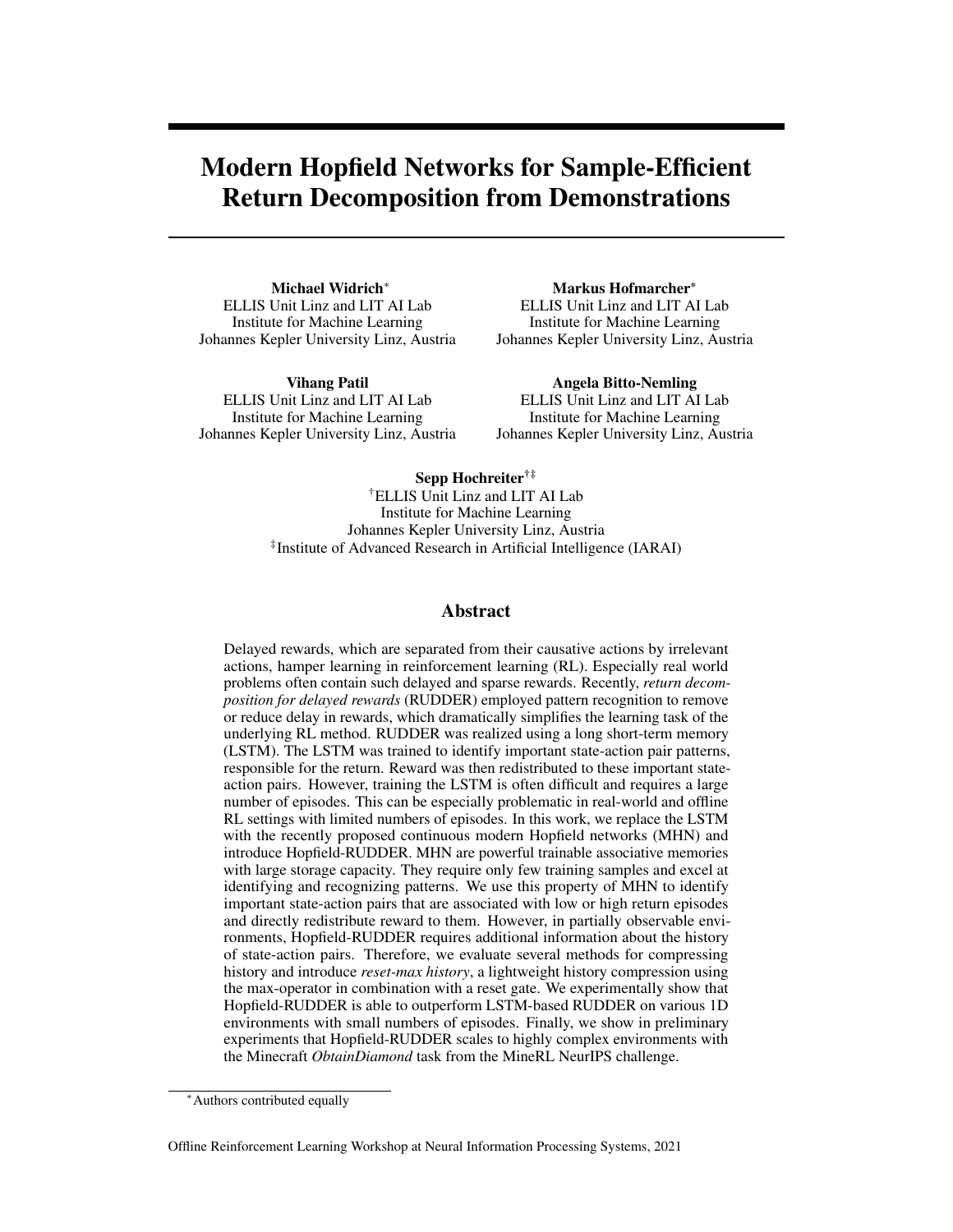# Modern Hopfield Networks for Sample-Efficient Return Decomposition from Demonstrations

**Michael Widrich***
ELLIS Unit Linz and LIT AI Lab
Institute for Machine Learning
Johannes Kepler University Linz, Austria

**Markus Hofmarcher***
ELLIS Unit Linz and LIT AI Lab
Institute for Machine Learning
Johannes Kepler University Linz, Austria

**Vihang Patil**
ELLIS Unit Linz and LIT AI Lab
Institute for Machine Learning
Johannes Kepler University Linz, Austria

**Angela Bitto-Nemling**
ELLIS Unit Linz and LIT AI Lab
Institute for Machine Learning
Johannes Kepler University Linz, Austria

**Sepp Hochreiter**[†‡]
[†]ELLIS Unit Linz and LIT AI Lab
Institute for Machine Learning
Johannes Kepler University Linz, Austria
[‡]Institute of Advanced Research in Artificial Intelligence (IARAI)

## Abstract

Delayed rewards, which are separated from their causative actions by irrelevant actions, hamper learning in reinforcement learning (RL). Especially real world problems often contain such delayed and sparse rewards. Recently, *return decomposition for delayed rewards* (RUDDER) employed pattern recognition to remove or reduce delay in rewards, which dramatically simplifies the learning task of the underlying RL method. RUDDER was realized using a long short-term memory (LSTM). The LSTM was trained to identify important state-action pair patterns, responsible for the return. Reward was then redistributed to these important state-action pairs. However, training the LSTM is often difficult and requires a large number of episodes. This can be especially problematic in real-world and offline RL settings with limited numbers of episodes. In this work, we replace the LSTM with the recently proposed continuous modern Hopfield networks (MHN) and introduce Hopfield-RUDDER. MHN are powerful trainable associative memories with large storage capacity. They require only few training samples and excel at identifying and recognizing patterns. We use this property of MHN to identify important state-action pairs that are associated with low or high return episodes and directly redistribute reward to them. However, in partially observable environments, Hopfield-RUDDER requires additional information about the history of state-action pairs. Therefore, we evaluate several methods for compressing history and introduce *reset-max history*, a lightweight history compression using the max-operator in combination with a reset gate. We experimentally show that Hopfield-RUDDER is able to outperform LSTM-based RUDDER on various 1D environments with small numbers of episodes. Finally, we show in preliminary experiments that Hopfield-RUDDER scales to highly complex environments with the Minecraft *ObtainDiamond* task from the MineRL NeurIPS challenge.

*Authors contributed equally

Offline Reinforcement Learning Workshop at Neural Information Processing Systems, 2021